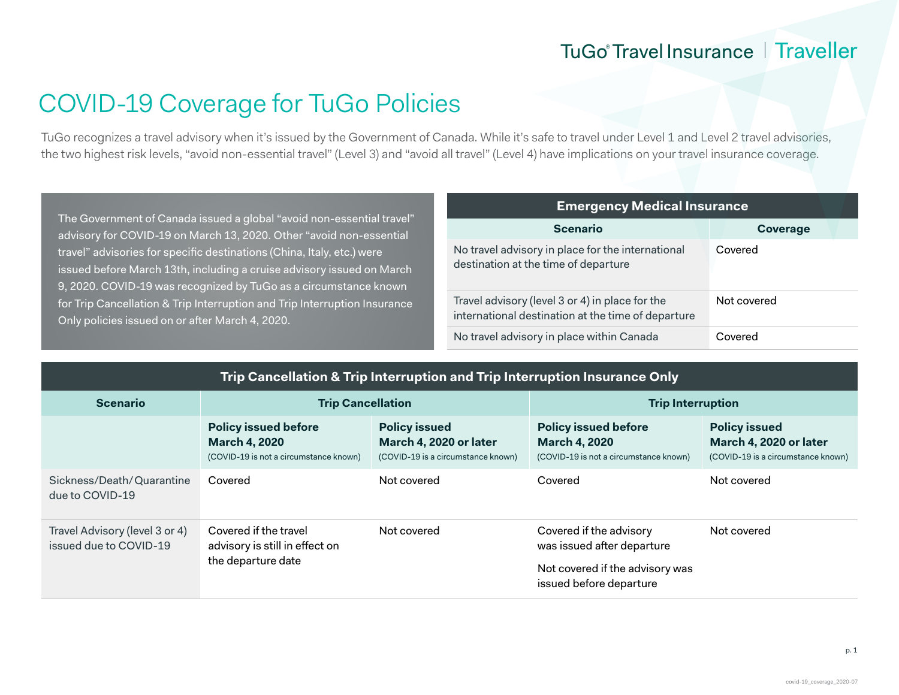# COVID-19 Coverage for TuGo Policies

TuGo recognizes a travel advisory when it's issued by the Government of Canada. While it's safe to travel under Level 1 and Level 2 travel advisories, the two highest risk levels, "avoid non-essential travel" (Level 3) and "avoid all travel" (Level 4) have implications on your travel insurance coverage.

The Government of Canada issued a global "avoid non-essential travel" advisory for COVID-19 on March 13, 2020. Other "avoid non-essential travel" advisories for specific destinations (China, Italy, etc.) were issued before March 13th, including a cruise advisory issued on March 9, 2020. COVID-19 was recognized by TuGo as a circumstance known for Trip Cancellation & Trip Interruption and Trip Interruption Insurance Only policies issued on or after March 4, 2020.

## Emergency Medical Insurance

| Scenario | Coverage |
| --- | --- |
| No travel advisory in place for the international destination at the time of departure | Covered |
| Travel advisory (level 3 or 4) in place for the international destination at the time of departure | Not covered |
| No travel advisory in place within Canada | Covered |

## Trip Cancellation & Trip Interruption and Trip Interruption Insurance Only

| Scenario | Trip Cancellation | | Trip Interruption | |
| --- | --- | --- | --- | --- |
| | **Policy issued before March 4, 2020** (COVID-19 is not a circumstance known) | **Policy issued March 4, 2020 or later** (COVID-19 is a circumstance known) | **Policy issued before March 4, 2020** (COVID-19 is not a circumstance known) | **Policy issued March 4, 2020 or later** (COVID-19 is a circumstance known) |
| Sickness/Death/Quarantine due to COVID-19 | Covered | Not covered | Covered | Not covered |
| Travel Advisory (level 3 or 4) issued due to COVID-19 | Covered if the travel advisory is still in effect on the departure date | Not covered | Covered if the advisory was issued after departure<br><br>Not covered if the advisory was issued before departure | Not covered |

covid-19_coverage_2020-07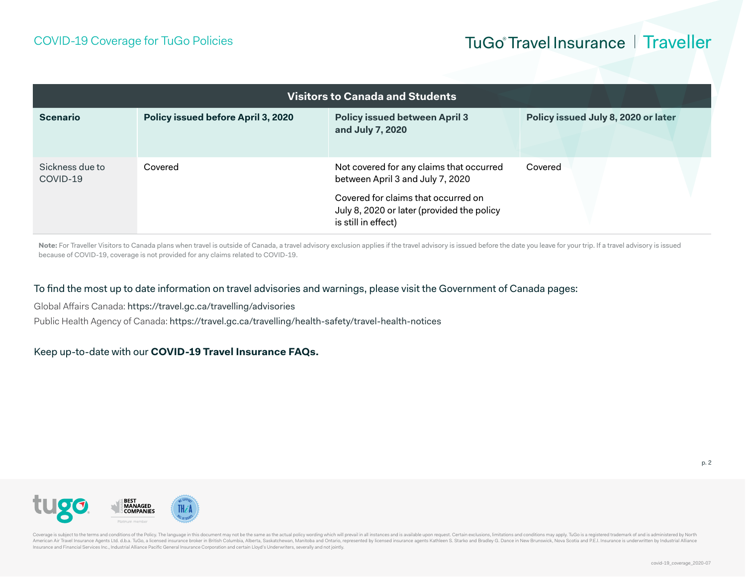| Visitors to Canada and Students | | | |
|---|---|---|---|
| **Scenario** | **Policy issued before April 3, 2020** | **Policy issued between April 3 and July 7, 2020** | **Policy issued July 8, 2020 or later** |
| Sickness due to COVID-19 | Covered | Not covered for any claims that occurred between April 3 and July 7, 2020<br><br>Covered for claims that occurred on July 8, 2020 or later (provided the policy is still in effect) | Covered |

**Note:** For Traveller Visitors to Canada plans when travel is outside of Canada, a travel advisory exclusion applies if the travel advisory is issued before the date you leave for your trip. If a travel advisory is issued because of COVID-19, coverage is not provided for any claims related to COVID-19.

To find the most up to date information on travel advisories and warnings, please visit the Government of Canada pages:

Global Affairs Canada: https://travel.gc.ca/travelling/advisories

Public Health Agency of Canada: https://travel.gc.ca/travelling/health-safety/travel-health-notices

Keep up-to-date with our **COVID-19 Travel Insurance FAQs.**

Coverage is subject to the terms and conditions of the Policy. The language in this document may not be the same as the actual policy wording which will prevail in all instances and is available upon request. Certain exclusions, limitations and conditions may apply. TuGo is a registered trademark of and is administered by North American Air Travel Insurance Agents Ltd. d.b.a. TuGo, a licensed insurance broker in British Columbia, Alberta, Saskatchewan, Manitoba and Ontario, represented by licensed insurance agents Kathleen S. Starko and Bradley G. Dance in New Brunswick, Nova Scotia and P.E.I. Insurance is underwritten by Industrial Alliance Insurance and Financial Services Inc., Industrial Alliance Pacific General Insurance Corporation and certain Lloyd's Underwriters, severally and not jointly.

covid-19_coverage_2020-07